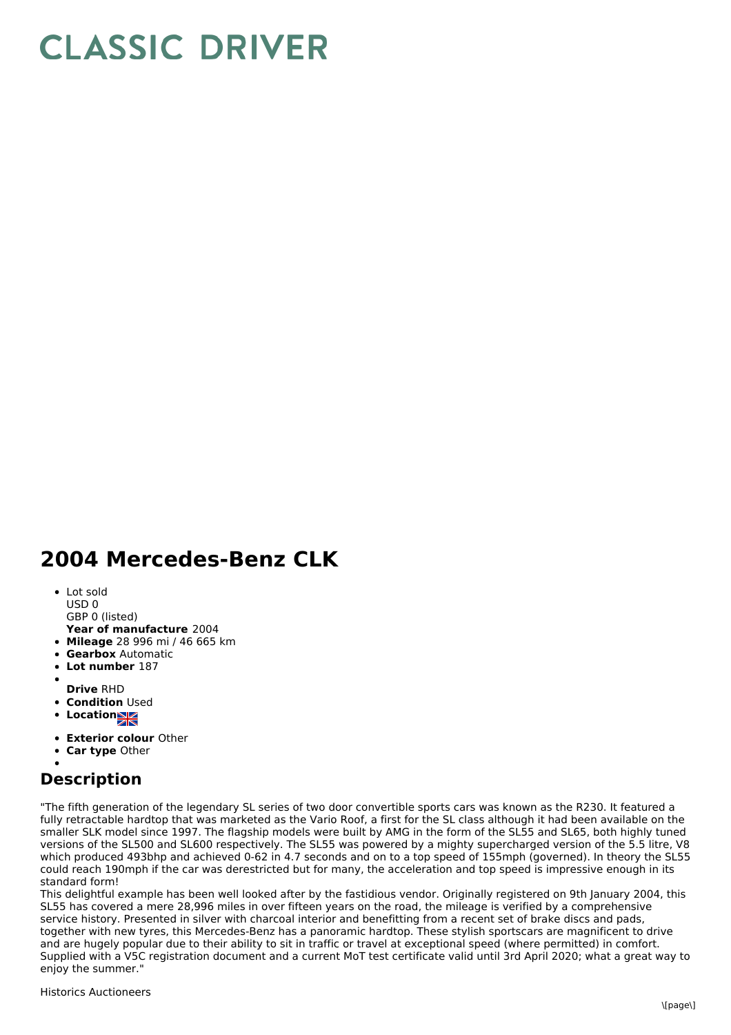# CLASSIC DRIVER

## 2004 Mercedes-Benz CLK

- Lot sold
  USD 0
  GBP 0 (listed)
  **Year of manufacture** 2004
- **Mileage** 28 996 mi / 46 665 km
- **Gearbox** Automatic
- **Lot number** 187
- **Drive** RHD
- **Condition** Used
- **Location**
- **Exterior colour** Other
- **Car type** Other

## Description

"The fifth generation of the legendary SL series of two door convertible sports cars was known as the R230. It featured a fully retractable hardtop that was marketed as the Vario Roof, a first for the SL class although it had been available on the smaller SLK model since 1997. The flagship models were built by AMG in the form of the SL55 and SL65, both highly tuned versions of the SL500 and SL600 respectively. The SL55 was powered by a mighty supercharged version of the 5.5 litre, V8 which produced 493bhp and achieved 0-62 in 4.7 seconds and on to a top speed of 155mph (governed). In theory the SL55 could reach 190mph if the car was derestricted but for many, the acceleration and top speed is impressive enough in its standard form!
This delightful example has been well looked after by the fastidious vendor. Originally registered on 9th January 2004, this SL55 has covered a mere 28,996 miles in over fifteen years on the road, the mileage is verified by a comprehensive service history. Presented in silver with charcoal interior and benefitting from a recent set of brake discs and pads, together with new tyres, this Mercedes-Benz has a panoramic hardtop. These stylish sportscars are magnificent to drive and are hugely popular due to their ability to sit in traffic or travel at exceptional speed (where permitted) in comfort. Supplied with a V5C registration document and a current MoT test certificate valid until 3rd April 2020; what a great way to enjoy the summer."

Historics Auctioneers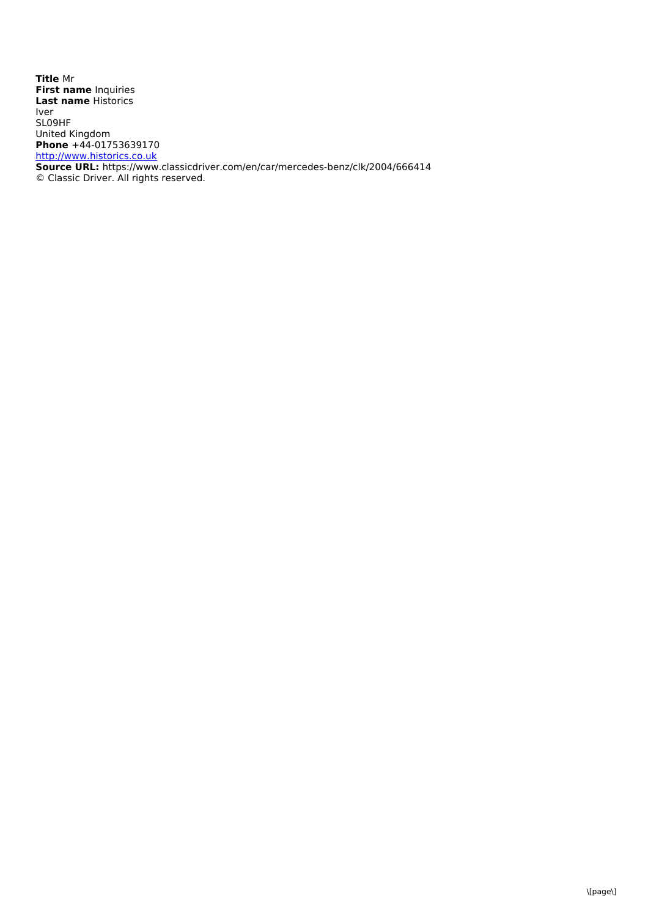**Title** Mr
**First name** Inquiries
**Last name** Historics
Iver
SL09HF
United Kingdom
**Phone** +44-01753639170
[http://www.historics.co.uk](http://www.historics.co.uk)
**Source URL:** https://www.classicdriver.com/en/car/mercedes-benz/clk/2004/666414
© Classic Driver. All rights reserved.